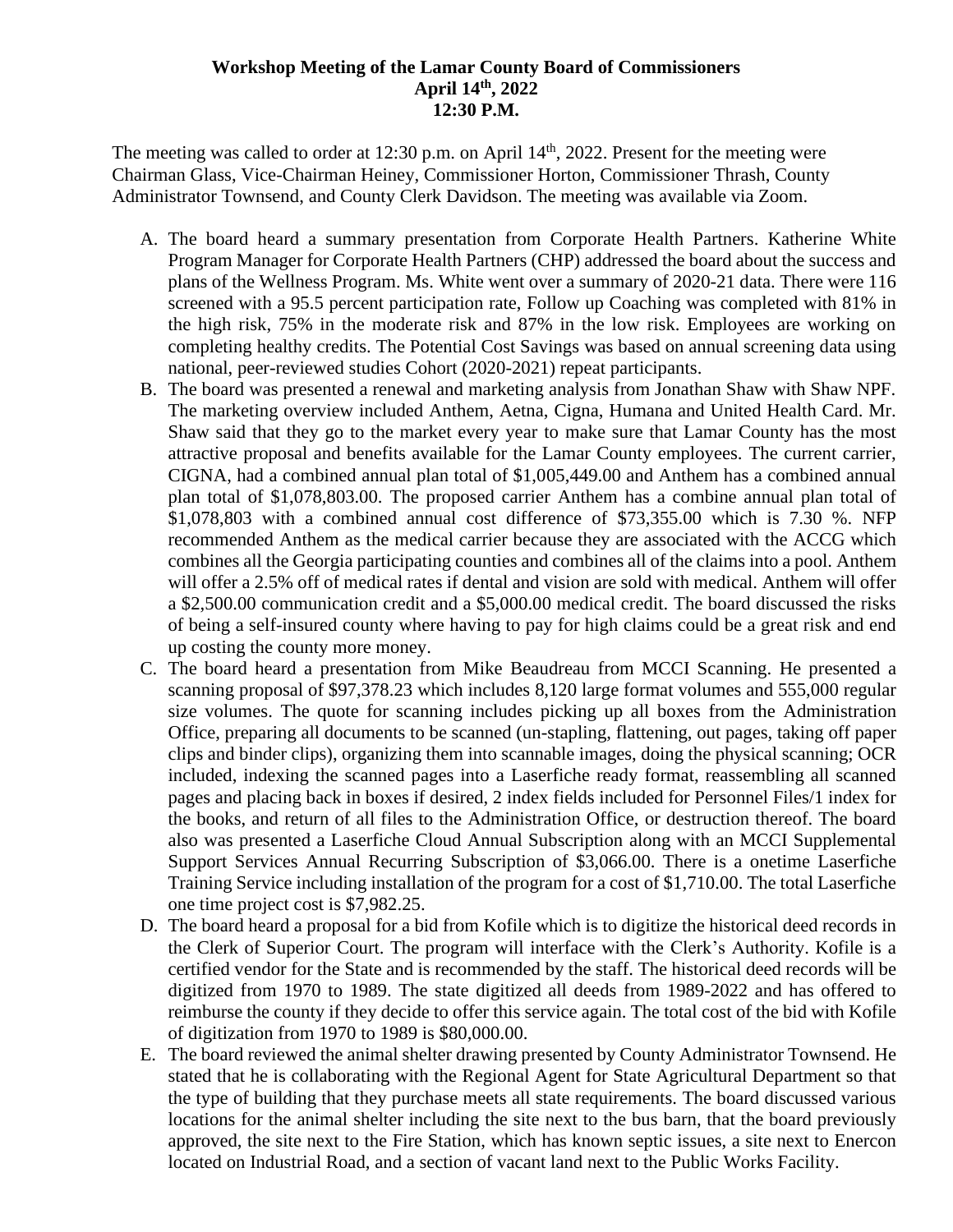**Workshop Meeting of the Lamar County Board of Commissioners**
**April 14th, 2022**
**12:30 P.M.**

The meeting was called to order at 12:30 p.m. on April 14th, 2022. Present for the meeting were Chairman Glass, Vice-Chairman Heiney, Commissioner Horton, Commissioner Thrash, County Administrator Townsend, and County Clerk Davidson. The meeting was available via Zoom.

A. The board heard a summary presentation from Corporate Health Partners. Katherine White Program Manager for Corporate Health Partners (CHP) addressed the board about the success and plans of the Wellness Program. Ms. White went over a summary of 2020-21 data. There were 116 screened with a 95.5 percent participation rate, Follow up Coaching was completed with 81% in the high risk, 75% in the moderate risk and 87% in the low risk. Employees are working on completing healthy credits. The Potential Cost Savings was based on annual screening data using national, peer-reviewed studies Cohort (2020-2021) repeat participants.

B. The board was presented a renewal and marketing analysis from Jonathan Shaw with Shaw NPF. The marketing overview included Anthem, Aetna, Cigna, Humana and United Health Card. Mr. Shaw said that they go to the market every year to make sure that Lamar County has the most attractive proposal and benefits available for the Lamar County employees. The current carrier, CIGNA, had a combined annual plan total of $1,005,449.00 and Anthem has a combined annual plan total of $1,078,803.00. The proposed carrier Anthem has a combine annual plan total of $1,078,803 with a combined annual cost difference of $73,355.00 which is 7.30 %. NFP recommended Anthem as the medical carrier because they are associated with the ACCG which combines all the Georgia participating counties and combines all of the claims into a pool. Anthem will offer a 2.5% off of medical rates if dental and vision are sold with medical. Anthem will offer a $2,500.00 communication credit and a $5,000.00 medical credit. The board discussed the risks of being a self-insured county where having to pay for high claims could be a great risk and end up costing the county more money.

C. The board heard a presentation from Mike Beaudreau from MCCI Scanning. He presented a scanning proposal of $97,378.23 which includes 8,120 large format volumes and 555,000 regular size volumes. The quote for scanning includes picking up all boxes from the Administration Office, preparing all documents to be scanned (un-stapling, flattening, out pages, taking off paper clips and binder clips), organizing them into scannable images, doing the physical scanning; OCR included, indexing the scanned pages into a Laserfiche ready format, reassembling all scanned pages and placing back in boxes if desired, 2 index fields included for Personnel Files/1 index for the books, and return of all files to the Administration Office, or destruction thereof. The board also was presented a Laserfiche Cloud Annual Subscription along with an MCCI Supplemental Support Services Annual Recurring Subscription of $3,066.00. There is a onetime Laserfiche Training Service including installation of the program for a cost of $1,710.00. The total Laserfiche one time project cost is $7,982.25.

D. The board heard a proposal for a bid from Kofile which is to digitize the historical deed records in the Clerk of Superior Court. The program will interface with the Clerk's Authority. Kofile is a certified vendor for the State and is recommended by the staff. The historical deed records will be digitized from 1970 to 1989. The state digitized all deeds from 1989-2022 and has offered to reimburse the county if they decide to offer this service again. The total cost of the bid with Kofile of digitization from 1970 to 1989 is $80,000.00.

E. The board reviewed the animal shelter drawing presented by County Administrator Townsend. He stated that he is collaborating with the Regional Agent for State Agricultural Department so that the type of building that they purchase meets all state requirements. The board discussed various locations for the animal shelter including the site next to the bus barn, that the board previously approved, the site next to the Fire Station, which has known septic issues, a site next to Enercon located on Industrial Road, and a section of vacant land next to the Public Works Facility.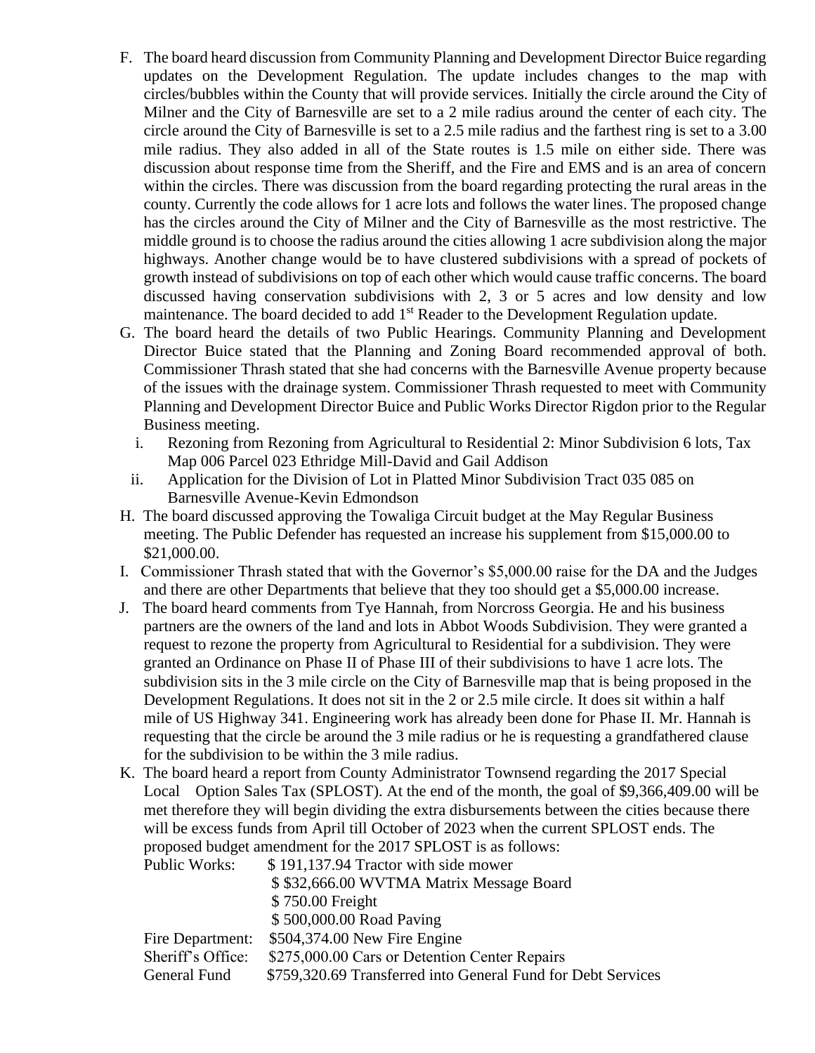F. The board heard discussion from Community Planning and Development Director Buice regarding updates on the Development Regulation. The update includes changes to the map with circles/bubbles within the County that will provide services. Initially the circle around the City of Milner and the City of Barnesville are set to a 2 mile radius around the center of each city. The circle around the City of Barnesville is set to a 2.5 mile radius and the farthest ring is set to a 3.00 mile radius. They also added in all of the State routes is 1.5 mile on either side. There was discussion about response time from the Sheriff, and the Fire and EMS and is an area of concern within the circles. There was discussion from the board regarding protecting the rural areas in the county. Currently the code allows for 1 acre lots and follows the water lines. The proposed change has the circles around the City of Milner and the City of Barnesville as the most restrictive. The middle ground is to choose the radius around the cities allowing 1 acre subdivision along the major highways. Another change would be to have clustered subdivisions with a spread of pockets of growth instead of subdivisions on top of each other which would cause traffic concerns. The board discussed having conservation subdivisions with 2, 3 or 5 acres and low density and low maintenance. The board decided to add 1st Reader to the Development Regulation update.

G. The board heard the details of two Public Hearings. Community Planning and Development Director Buice stated that the Planning and Zoning Board recommended approval of both. Commissioner Thrash stated that she had concerns with the Barnesville Avenue property because of the issues with the drainage system. Commissioner Thrash requested to meet with Community Planning and Development Director Buice and Public Works Director Rigdon prior to the Regular Business meeting.
   i. Rezoning from Rezoning from Agricultural to Residential 2: Minor Subdivision 6 lots, Tax Map 006 Parcel 023 Ethridge Mill-David and Gail Addison
   ii. Application for the Division of Lot in Platted Minor Subdivision Tract 035 085 on Barnesville Avenue-Kevin Edmondson

H. The board discussed approving the Towaliga Circuit budget at the May Regular Business meeting. The Public Defender has requested an increase his supplement from $15,000.00 to $21,000.00.

I. Commissioner Thrash stated that with the Governor's $5,000.00 raise for the DA and the Judges and there are other Departments that believe that they too should get a $5,000.00 increase.

J. The board heard comments from Tye Hannah, from Norcross Georgia. He and his business partners are the owners of the land and lots in Abbot Woods Subdivision. They were granted a request to rezone the property from Agricultural to Residential for a subdivision. They were granted an Ordinance on Phase II of Phase III of their subdivisions to have 1 acre lots. The subdivision sits in the 3 mile circle on the City of Barnesville map that is being proposed in the Development Regulations. It does not sit in the 2 or 2.5 mile circle. It does sit within a half mile of US Highway 341. Engineering work has already been done for Phase II. Mr. Hannah is requesting that the circle be around the 3 mile radius or he is requesting a grandfathered clause for the subdivision to be within the 3 mile radius.

K. The board heard a report from County Administrator Townsend regarding the 2017 Special Local Option Sales Tax (SPLOST). At the end of the month, the goal of $9,366,409.00 will be met therefore they will begin dividing the extra disbursements between the cities because there will be excess funds from April till October of 2023 when the current SPLOST ends. The proposed budget amendment for the 2017 SPLOST is as follows:

| | |
|---|---|
| Public Works: | $ 191,137.94 Tractor with side mower |
| | $ $32,666.00 WVTMA Matrix Message Board |
| | $ 750.00 Freight |
| | $ 500,000.00 Road Paving |
| Fire Department: | $504,374.00 New Fire Engine |
| Sheriff's Office: | $275,000.00 Cars or Detention Center Repairs |
| General Fund | $759,320.69 Transferred into General Fund for Debt Services |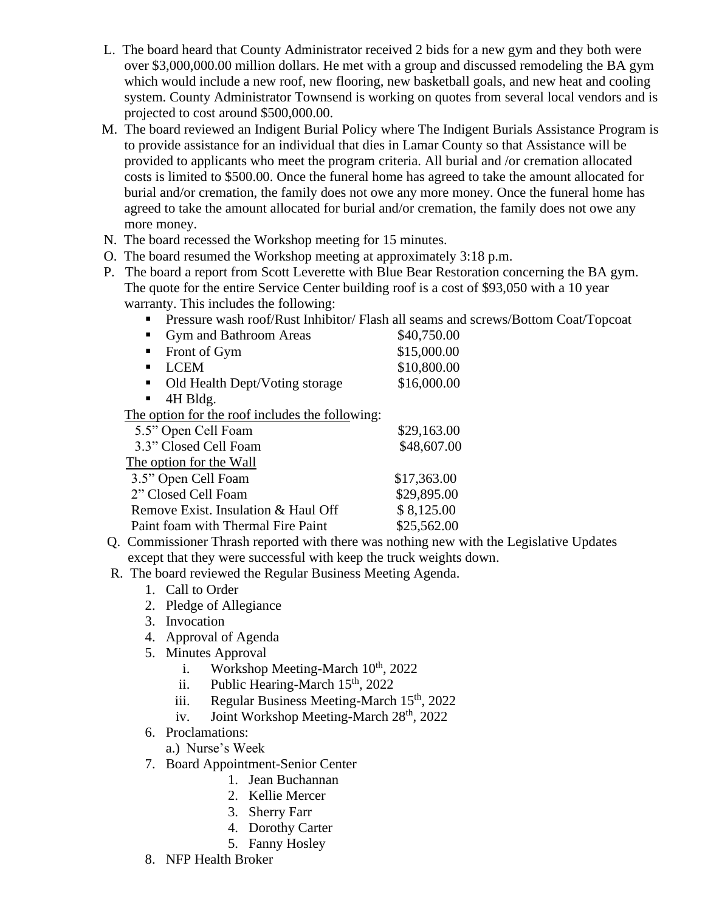L. The board heard that County Administrator received 2 bids for a new gym and they both were over $3,000,000.00 million dollars. He met with a group and discussed remodeling the BA gym which would include a new roof, new flooring, new basketball goals, and new heat and cooling system. County Administrator Townsend is working on quotes from several local vendors and is projected to cost around $500,000.00.

M. The board reviewed an Indigent Burial Policy where The Indigent Burials Assistance Program is to provide assistance for an individual that dies in Lamar County so that Assistance will be provided to applicants who meet the program criteria. All burial and /or cremation allocated costs is limited to $500.00. Once the funeral home has agreed to take the amount allocated for burial and/or cremation, the family does not owe any more money. Once the funeral home has agreed to take the amount allocated for burial and/or cremation, the family does not owe any more money.

N. The board recessed the Workshop meeting for 15 minutes.

O. The board resumed the Workshop meeting at approximately 3:18 p.m.

P. The board a report from Scott Leverette with Blue Bear Restoration concerning the BA gym. The quote for the entire Service Center building roof is a cost of $93,050 with a 10 year warranty. This includes the following:

- Pressure wash roof/Rust Inhibitor/ Flash all seams and screws/Bottom Coat/Topcoat
- Gym and Bathroom Areas $40,750.00
- Front of Gym $15,000.00
- LCEM $10,800.00
- Old Health Dept/Voting storage $16,000.00
- 4H Bldg.

The option for the roof includes the following:

| | |
|---|---|
| 5.5" Open Cell Foam | $29,163.00 |
| 3.3" Closed Cell Foam | $48,607.00 |

The option for the Wall

| | |
|---|---|
| 3.5" Open Cell Foam | $17,363.00 |
| 2" Closed Cell Foam | $29,895.00 |
| Remove Exist. Insulation & Haul Off | $ 8,125.00 |
| Paint foam with Thermal Fire Paint | $25,562.00 |

Q. Commissioner Thrash reported with there was nothing new with the Legislative Updates except that they were successful with keep the truck weights down.

R. The board reviewed the Regular Business Meeting Agenda.

1. Call to Order
2. Pledge of Allegiance
3. Invocation
4. Approval of Agenda
5. Minutes Approval
   i. Workshop Meeting-March 10th, 2022
   ii. Public Hearing-March 15th, 2022
   iii. Regular Business Meeting-March 15th, 2022
   iv. Joint Workshop Meeting-March 28th, 2022
6. Proclamations:
   a.) Nurse's Week
7. Board Appointment-Senior Center
   1. Jean Buchannan
   2. Kellie Mercer
   3. Sherry Farr
   4. Dorothy Carter
   5. Fanny Hosley
8. NFP Health Broker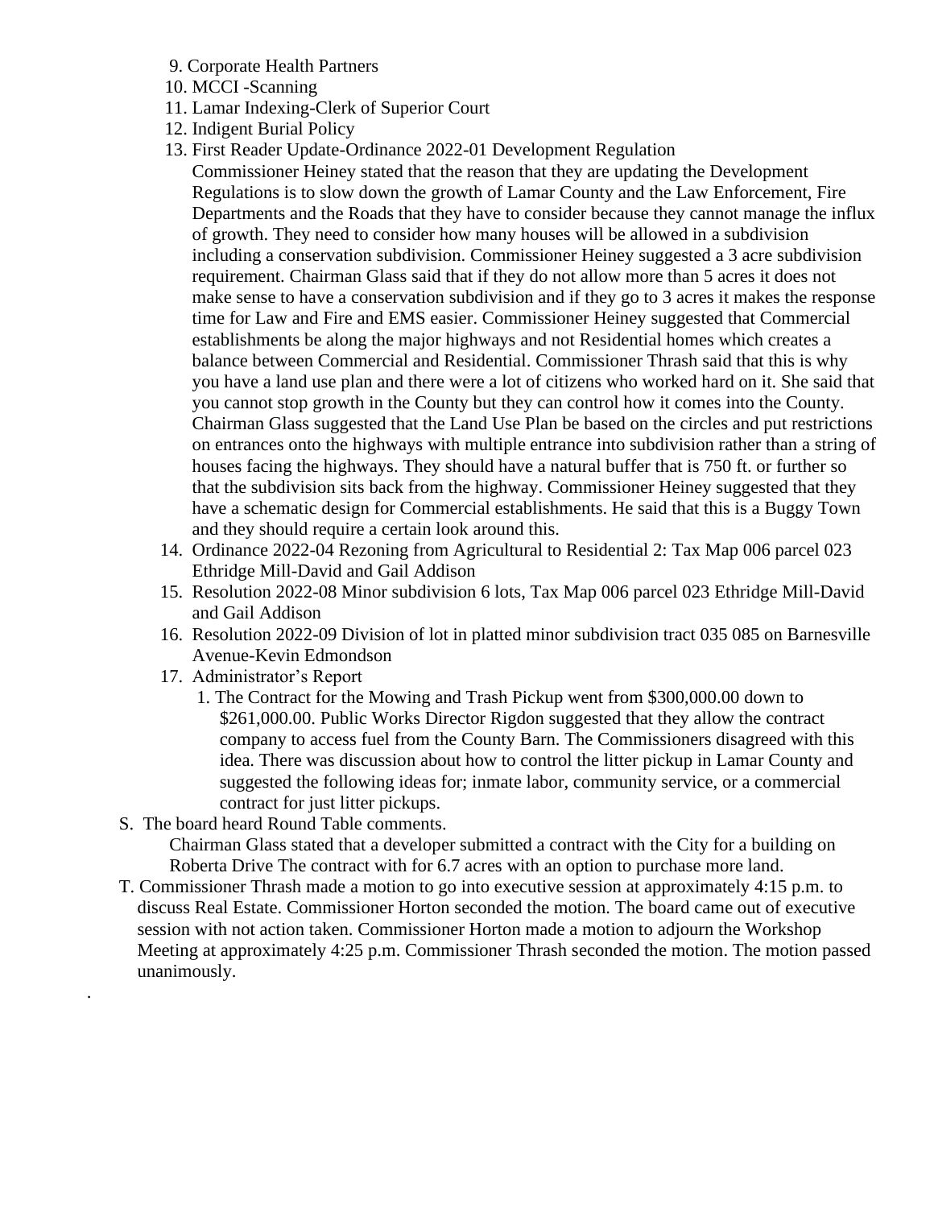9. Corporate Health Partners
10. MCCI -Scanning
11. Lamar Indexing-Clerk of Superior Court
12. Indigent Burial Policy
13. First Reader Update-Ordinance 2022-01 Development Regulation
    Commissioner Heiney stated that the reason that they are updating the Development Regulations is to slow down the growth of Lamar County and the Law Enforcement, Fire Departments and the Roads that they have to consider because they cannot manage the influx of growth. They need to consider how many houses will be allowed in a subdivision including a conservation subdivision. Commissioner Heiney suggested a 3 acre subdivision requirement. Chairman Glass said that if they do not allow more than 5 acres it does not make sense to have a conservation subdivision and if they go to 3 acres it makes the response time for Law and Fire and EMS easier. Commissioner Heiney suggested that Commercial establishments be along the major highways and not Residential homes which creates a balance between Commercial and Residential. Commissioner Thrash said that this is why you have a land use plan and there were a lot of citizens who worked hard on it. She said that you cannot stop growth in the County but they can control how it comes into the County. Chairman Glass suggested that the Land Use Plan be based on the circles and put restrictions on entrances onto the highways with multiple entrance into subdivision rather than a string of houses facing the highways. They should have a natural buffer that is 750 ft. or further so that the subdivision sits back from the highway. Commissioner Heiney suggested that they have a schematic design for Commercial establishments. He said that this is a Buggy Town and they should require a certain look around this.
14. Ordinance 2022-04 Rezoning from Agricultural to Residential 2: Tax Map 006 parcel 023 Ethridge Mill-David and Gail Addison
15. Resolution 2022-08 Minor subdivision 6 lots, Tax Map 006 parcel 023 Ethridge Mill-David and Gail Addison
16. Resolution 2022-09 Division of lot in platted minor subdivision tract 035 085 on Barnesville Avenue-Kevin Edmondson
17. Administrator's Report
    1. The Contract for the Mowing and Trash Pickup went from $300,000.00 down to $261,000.00. Public Works Director Rigdon suggested that they allow the contract company to access fuel from the County Barn. The Commissioners disagreed with this idea. There was discussion about how to control the litter pickup in Lamar County and suggested the following ideas for; inmate labor, community service, or a commercial contract for just litter pickups.

S. The board heard Round Table comments.
   Chairman Glass stated that a developer submitted a contract with the City for a building on Roberta Drive The contract with for 6.7 acres with an option to purchase more land.

T. Commissioner Thrash made a motion to go into executive session at approximately 4:15 p.m. to discuss Real Estate. Commissioner Horton seconded the motion. The board came out of executive session with not action taken. Commissioner Horton made a motion to adjourn the Workshop Meeting at approximately 4:25 p.m. Commissioner Thrash seconded the motion. The motion passed unanimously.

.